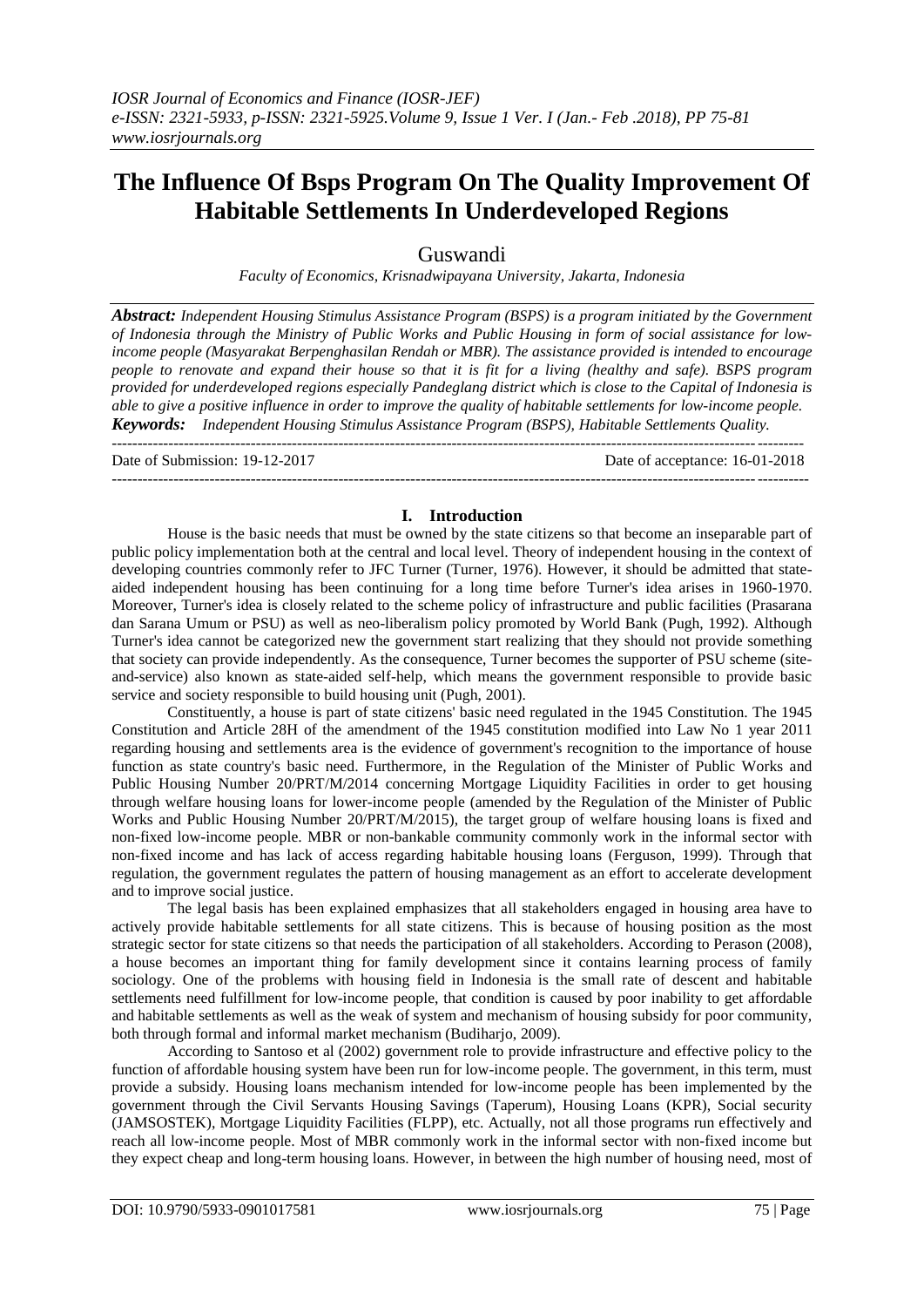# The Influence Of Bsps Program On The Quality Improvement Of Habitable Settlements In Underdeveloped Regions

Guswandi

*Faculty of Economics, Krisnadwipayana University, Jakarta, Indonesia*

***Abstract:*** *Independent Housing Stimulus Assistance Program (BSPS) is a program initiated by the Government of Indonesia through the Ministry of Public Works and Public Housing in form of social assistance for low-income people (Masyarakat Berpenghasilan Rendah or MBR). The assistance provided is intended to encourage people to renovate and expand their house so that it is fit for a living (healthy and safe). BSPS program provided for underdeveloped regions especially Pandeglang district which is close to the Capital of Indonesia is able to give a positive influence in order to improve the quality of habitable settlements for low-income people.*

***Keywords:*** *Independent Housing Stimulus Assistance Program (BSPS), Habitable Settlements Quality.*

---

Date of Submission: 19-12-2017 Date of acceptance: 16-01-2018

---

## I. Introduction

House is the basic needs that must be owned by the state citizens so that become an inseparable part of public policy implementation both at the central and local level. Theory of independent housing in the context of developing countries commonly refer to JFC Turner (Turner, 1976). However, it should be admitted that state-aided independent housing has been continuing for a long time before Turner's idea arises in 1960-1970. Moreover, Turner's idea is closely related to the scheme policy of infrastructure and public facilities (Prasarana dan Sarana Umum or PSU) as well as neo-liberalism policy promoted by World Bank (Pugh, 1992). Although Turner's idea cannot be categorized new the government start realizing that they should not provide something that society can provide independently. As the consequence, Turner becomes the supporter of PSU scheme (site-and-service) also known as state-aided self-help, which means the government responsible to provide basic service and society responsible to build housing unit (Pugh, 2001).

Constituently, a house is part of state citizens' basic need regulated in the 1945 Constitution. The 1945 Constitution and Article 28H of the amendment of the 1945 constitution modified into Law No 1 year 2011 regarding housing and settlements area is the evidence of government's recognition to the importance of house function as state country's basic need. Furthermore, in the Regulation of the Minister of Public Works and Public Housing Number 20/PRT/M/2014 concerning Mortgage Liquidity Facilities in order to get housing through welfare housing loans for lower-income people (amended by the Regulation of the Minister of Public Works and Public Housing Number 20/PRT/M/2015), the target group of welfare housing loans is fixed and non-fixed low-income people. MBR or non-bankable community commonly work in the informal sector with non-fixed income and has lack of access regarding habitable housing loans (Ferguson, 1999). Through that regulation, the government regulates the pattern of housing management as an effort to accelerate development and to improve social justice.

The legal basis has been explained emphasizes that all stakeholders engaged in housing area have to actively provide habitable settlements for all state citizens. This is because of housing position as the most strategic sector for state citizens so that needs the participation of all stakeholders. According to Perason (2008), a house becomes an important thing for family development since it contains learning process of family sociology. One of the problems with housing field in Indonesia is the small rate of descent and habitable settlements need fulfillment for low-income people, that condition is caused by poor inability to get affordable and habitable settlements as well as the weak of system and mechanism of housing subsidy for poor community, both through formal and informal market mechanism (Budiharjo, 2009).

According to Santoso et al (2002) government role to provide infrastructure and effective policy to the function of affordable housing system have been run for low-income people. The government, in this term, must provide a subsidy. Housing loans mechanism intended for low-income people has been implemented by the government through the Civil Servants Housing Savings (Taperum), Housing Loans (KPR), Social security (JAMSOSTEK), Mortgage Liquidity Facilities (FLPP), etc. Actually, not all those programs run effectively and reach all low-income people. Most of MBR commonly work in the informal sector with non-fixed income but they expect cheap and long-term housing loans. However, in between the high number of housing need, most of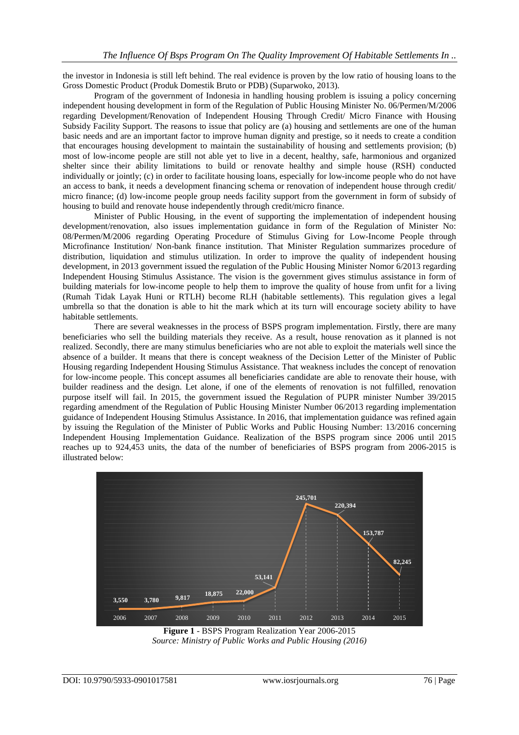the investor in Indonesia is still left behind. The real evidence is proven by the low ratio of housing loans to the Gross Domestic Product (Produk Domestik Bruto or PDB) (Suparwoko, 2013).

Program of the government of Indonesia in handling housing problem is issuing a policy concerning independent housing development in form of the Regulation of Public Housing Minister No. 06/Permen/M/2006 regarding Development/Renovation of Independent Housing Through Credit/ Micro Finance with Housing Subsidy Facility Support. The reasons to issue that policy are (a) housing and settlements are one of the human basic needs and are an important factor to improve human dignity and prestige, so it needs to create a condition that encourages housing development to maintain the sustainability of housing and settlements provision; (b) most of low-income people are still not able yet to live in a decent, healthy, safe, harmonious and organized shelter since their ability limitations to build or renovate healthy and simple house (RSH) conducted individually or jointly; (c) in order to facilitate housing loans, especially for low-income people who do not have an access to bank, it needs a development financing schema or renovation of independent house through credit/ micro finance; (d) low-income people group needs facility support from the government in form of subsidy of housing to build and renovate house independently through credit/micro finance.

Minister of Public Housing, in the event of supporting the implementation of independent housing development/renovation, also issues implementation guidance in form of the Regulation of Minister No: 08/Permen/M/2006 regarding Operating Procedure of Stimulus Giving for Low-Income People through Microfinance Institution/ Non-bank finance institution. That Minister Regulation summarizes procedure of distribution, liquidation and stimulus utilization. In order to improve the quality of independent housing development, in 2013 government issued the regulation of the Public Housing Minister Nomor 6/2013 regarding Independent Housing Stimulus Assistance. The vision is the government gives stimulus assistance in form of building materials for low-income people to help them to improve the quality of house from unfit for a living (Rumah Tidak Layak Huni or RTLH) become RLH (habitable settlements). This regulation gives a legal umbrella so that the donation is able to hit the mark which at its turn will encourage society ability to have habitable settlements.

There are several weaknesses in the process of BSPS program implementation. Firstly, there are many beneficiaries who sell the building materials they receive. As a result, house renovation as it planned is not realized. Secondly, there are many stimulus beneficiaries who are not able to exploit the materials well since the absence of a builder. It means that there is concept weakness of the Decision Letter of the Minister of Public Housing regarding Independent Housing Stimulus Assistance. That weakness includes the concept of renovation for low-income people. This concept assumes all beneficiaries candidate are able to renovate their house, with builder readiness and the design. Let alone, if one of the elements of renovation is not fulfilled, renovation purpose itself will fail. In 2015, the government issued the Regulation of PUPR minister Number 39/2015 regarding amendment of the Regulation of Public Housing Minister Number 06/2013 regarding implementation guidance of Independent Housing Stimulus Assistance. In 2016, that implementation guidance was refined again by issuing the Regulation of the Minister of Public Works and Public Housing Number: 13/2016 concerning Independent Housing Implementation Guidance. Realization of the BSPS program since 2006 until 2015 reaches up to 924,453 units, the data of the number of beneficiaries of BSPS program from 2006-2015 is illustrated below:

| Year | 2006 | 2007 | 2008 | 2009 | 2010 | 2011 | 2012 | 2013 | 2014 | 2015 |
|---|---|---|---|---|---|---|---|---|---|---|
| Units | 3,550 | 3,780 | 9,817 | 18,875 | 22,000 | 53,141 | 245,701 | 220,394 | 153,787 | 82,245 |

**Figure 1** - BSPS Program Realization Year 2006-2015
*Source: Ministry of Public Works and Public Housing (2016)*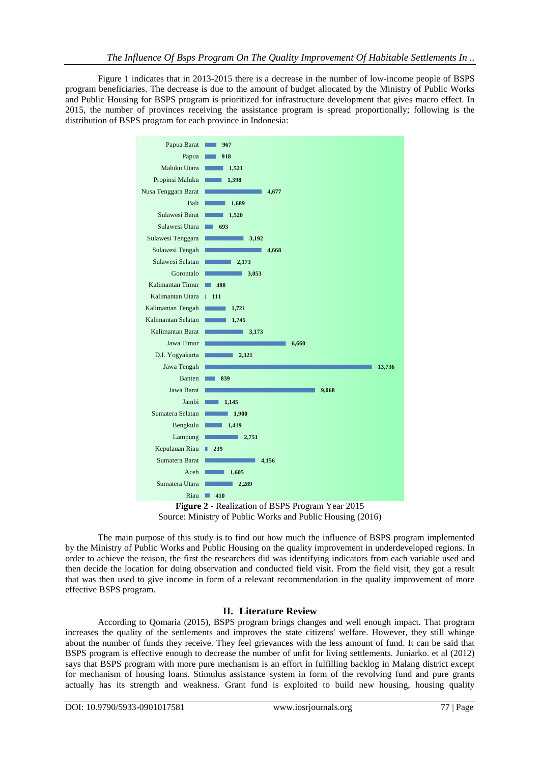Figure 1 indicates that in 2013-2015 there is a decrease in the number of low-income people of BSPS program beneficiaries. The decrease is due to the amount of budget allocated by the Ministry of Public Works and Public Housing for BSPS program is prioritized for infrastructure development that gives macro effect. In 2015, the number of provinces receiving the assistance program is spread proportionally; following is the distribution of BSPS program for each province in Indonesia:

| Province | Value |
|---|---|
| Papua Barat | 967 |
| Papua | 918 |
| Maluku Utara | 1,521 |
| Propinsi Maluku | 1,398 |
| Nusa Tenggara Barat | 4,677 |
| Bali | 1,689 |
| Sulawesi Barat | 1,520 |
| Sulawesi Utara | 693 |
| Sulawesi Tenggara | 3,192 |
| Sulawesi Tengah | 4,668 |
| Sulawesi Selatan | 2,173 |
| Gorontalo | 3,053 |
| Kalimantan Timur | 488 |
| Kalimantan Utara | 111 |
| Kalimantan Tengah | 1,721 |
| Kalimantan Selatan | 1,745 |
| Kalimantan Barat | 3,173 |
| Jawa Timur | 6,660 |
| D.I. Yogyakarta | 2,321 |
| Jawa Tengah | 13,736 |
| Banten | 839 |
| Jawa Barat | 9,068 |
| Jambi | 1,145 |
| Sumatera Selatan | 1,900 |
| Bengkulu | 1,419 |
| Lampung | 2,751 |
| Kepulauan Riau | 239 |
| Sumatera Barat | 4,156 |
| Aceh | 1,605 |
| Sumatera Utara | 2,289 |
| Riau | 410 |

**Figure 2** - Realization of BSPS Program Year 2015
Source: Ministry of Public Works and Public Housing (2016)

The main purpose of this study is to find out how much the influence of BSPS program implemented by the Ministry of Public Works and Public Housing on the quality improvement in underdeveloped regions. In order to achieve the reason, the first the researchers did was identifying indicators from each variable used and then decide the location for doing observation and conducted field visit. From the field visit, they got a result that was then used to give income in form of a relevant recommendation in the quality improvement of more effective BSPS program.

## II. Literature Review

According to Qomaria (2015), BSPS program brings changes and well enough impact. That program increases the quality of the settlements and improves the state citizens' welfare. However, they still whinge about the number of funds they receive. They feel grievances with the less amount of fund. It can be said that BSPS program is effective enough to decrease the number of unfit for living settlements. Juniarko. et al (2012) says that BSPS program with more pure mechanism is an effort in fulfilling backlog in Malang district except for mechanism of housing loans. Stimulus assistance system in form of the revolving fund and pure grants actually has its strength and weakness. Grant fund is exploited to build new housing, housing quality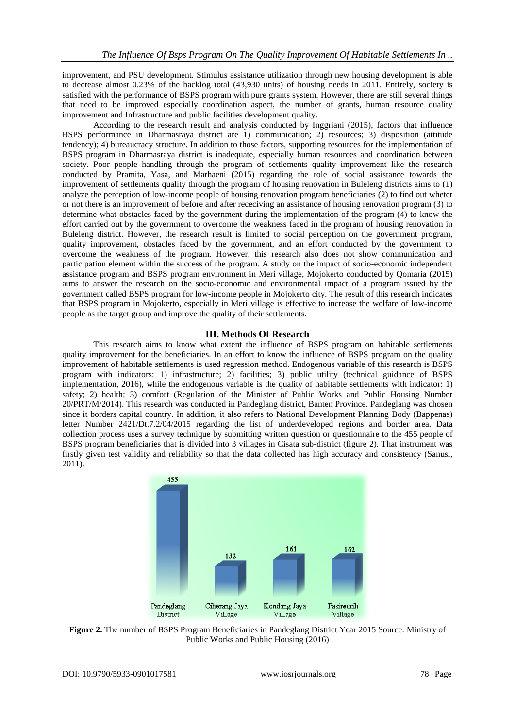improvement, and PSU development. Stimulus assistance utilization through new housing development is able to decrease almost 0.23% of the backlog total (43,930 units) of housing needs in 2011. Entirely, society is satisfied with the performance of BSPS program with pure grants system. However, there are still several things that need to be improved especially coordination aspect, the number of grants, human resource quality improvement and Infrastructure and public facilities development quality.

According to the research result and analysis conducted by Inggriani (2015), factors that influence BSPS performance in Dharmasraya district are 1) communication; 2) resources; 3) disposition (attitude tendency); 4) bureaucracy structure. In addition to those factors, supporting resources for the implementation of BSPS program in Dharmasraya district is inadequate, especially human resources and coordination between society. Poor people handling through the program of settlements quality improvement like the research conducted by Pramita, Yasa, and Marhaeni (2015) regarding the role of social assistance towards the improvement of settlements quality through the program of housing renovation in Buleleng districts aims to (1) analyze the perception of low-income people of housing renovation program beneficiaries (2) to find out wheter or not there is an improvement of before and after receciving an assistance of housing renovation program (3) to determine what obstacles faced by the government during the implementation of the program (4) to know the effort carried out by the government to overcome the weakness faced in the program of housing renovation in Buleleng district. However, the research result is limited to social perception on the government program, quality improvement, obstacles faced by the government, and an effort conducted by the government to overcome the weakness of the program. However, this research also does not show communication and participation element within the success of the program. A study on the impact of socio-economic independent assistance program and BSPS program environment in Meri village, Mojokerto conducted by Qomaria (2015) aims to answer the research on the socio-economic and environmental impact of a program issued by the government called BSPS program for low-income people in Mojokerto city. The result of this research indicates that BSPS program in Mojokerto, especially in Meri village is effective to increase the welfare of low-income people as the target group and improve the quality of their settlements.

## III. Methods Of Research

This research aims to know what extent the influence of BSPS program on habitable settlements quality improvement for the beneficiaries. In an effort to know the influence of BSPS program on the quality improvement of habitable settlements is used regression method. Endogenous variable of this research is BSPS program with indicators: 1) infrastructure; 2) facilities; 3) public utility (technical guidance of BSPS implementation, 2016), while the endogenous variable is the quality of habitable settlements with indicator: 1) safety; 2) health; 3) comfort (Regulation of the Minister of Public Works and Public Housing Number 20/PRT/M/2014). This research was conducted in Pandeglang district, Banten Province. Pandeglang was chosen since it borders capital country. In addition, it also refers to National Development Planning Body (Bappenas) letter Number 2421/Dt.7.2/04/2015 regarding the list of underdeveloped regions and border area. Data collection process uses a survey technique by submitting written question or questionnaire to the 455 people of BSPS program beneficiaries that is divided into 3 villages in Cisata sub-district (figure 2). That instrument was firstly given test validity and reliability so that the data collected has high accuracy and consistency (Sanusi, 2011).

| Area | Number of Beneficiaries |
|---|---|
| Pandeglang District | 455 |
| Ciherang Jaya Village | 132 |
| Kondang Jaya Village | 161 |
| Pasireurih Village | 162 |

**Figure 2.** The number of BSPS Program Beneficiaries in Pandeglang District Year 2015 Source: Ministry of Public Works and Public Housing (2016)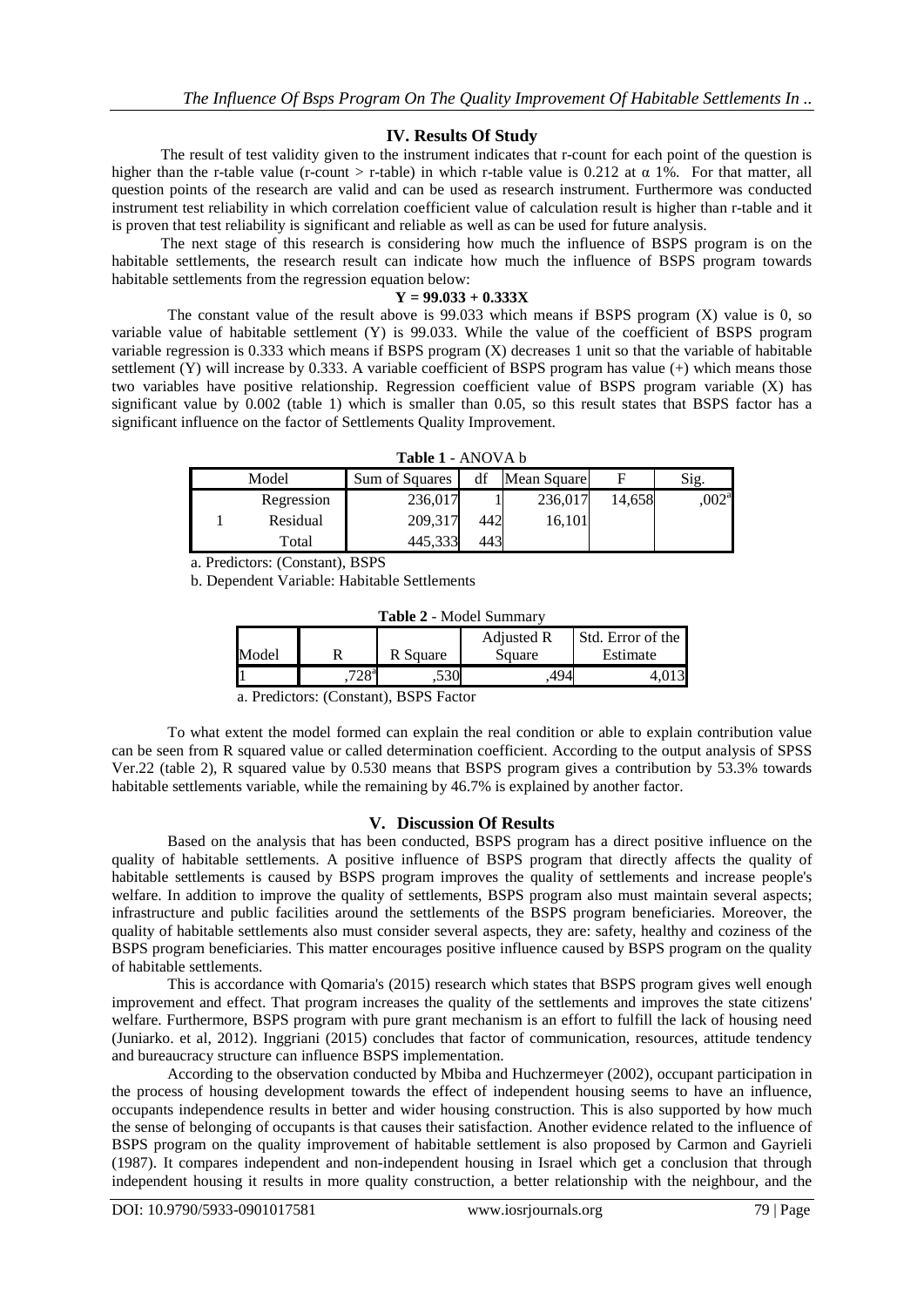## IV. Results Of Study

The result of test validity given to the instrument indicates that r-count for each point of the question is higher than the r-table value (r-count > r-table) in which r-table value is 0.212 at α 1%. For that matter, all question points of the research are valid and can be used as research instrument. Furthermore was conducted instrument test reliability in which correlation coefficient value of calculation result is higher than r-table and it is proven that test reliability is significant and reliable as well as can be used for future analysis.

The next stage of this research is considering how much the influence of BSPS program is on the habitable settlements, the research result can indicate how much the influence of BSPS program towards habitable settlements from the regression equation below:

$$\mathbf{Y = 99.033 + 0.333X}$$

The constant value of the result above is 99.033 which means if BSPS program (X) value is 0, so variable value of habitable settlement (Y) is 99.033. While the value of the coefficient of BSPS program variable regression is 0.333 which means if BSPS program (X) decreases 1 unit so that the variable of habitable settlement (Y) will increase by 0.333. A variable coefficient of BSPS program has value (+) which means those two variables have positive relationship. Regression coefficient value of BSPS program variable (X) has significant value by 0.002 (table 1) which is smaller than 0.05, so this result states that BSPS factor has a significant influence on the factor of Settlements Quality Improvement.

**Table 1** - ANOVA b

| Model | | Sum of Squares | df | Mean Square | F | Sig. |
|---|---|---|---|---|---|---|
| 1 | Regression | 236,017 | 1 | 236,017 | 14,658 | ,002[a] |
| | Residual | 209,317 | 442 | 16,101 | | |
| | Total | 445,333 | 443 | | | |

a. Predictors: (Constant), BSPS

b. Dependent Variable: Habitable Settlements

**Table 2** - Model Summary

| Model | R | R Square | Adjusted R Square | Std. Error of the Estimate |
|---|---|---|---|---|
| 1 | ,728[a] | ,530 | ,494 | 4,013 |

a. Predictors: (Constant), BSPS Factor

To what extent the model formed can explain the real condition or able to explain contribution value can be seen from R squared value or called determination coefficient. According to the output analysis of SPSS Ver.22 (table 2), R squared value by 0.530 means that BSPS program gives a contribution by 53.3% towards habitable settlements variable, while the remaining by 46.7% is explained by another factor.

## V. Discussion Of Results

Based on the analysis that has been conducted, BSPS program has a direct positive influence on the quality of habitable settlements. A positive influence of BSPS program that directly affects the quality of habitable settlements is caused by BSPS program improves the quality of settlements and increase people's welfare. In addition to improve the quality of settlements, BSPS program also must maintain several aspects; infrastructure and public facilities around the settlements of the BSPS program beneficiaries. Moreover, the quality of habitable settlements also must consider several aspects, they are: safety, healthy and coziness of the BSPS program beneficiaries. This matter encourages positive influence caused by BSPS program on the quality of habitable settlements.

This is accordance with Qomaria's (2015) research which states that BSPS program gives well enough improvement and effect. That program increases the quality of the settlements and improves the state citizens' welfare. Furthermore, BSPS program with pure grant mechanism is an effort to fulfill the lack of housing need (Juniarko. et al, 2012). Inggriani (2015) concludes that factor of communication, resources, attitude tendency and bureaucracy structure can influence BSPS implementation.

According to the observation conducted by Mbiba and Huchzermeyer (2002), occupant participation in the process of housing development towards the effect of independent housing seems to have an influence, occupants independence results in better and wider housing construction. This is also supported by how much the sense of belonging of occupants is that causes their satisfaction. Another evidence related to the influence of BSPS program on the quality improvement of habitable settlement is also proposed by Carmon and Gayrieli (1987). It compares independent and non-independent housing in Israel which get a conclusion that through independent housing it results in more quality construction, a better relationship with the neighbour, and the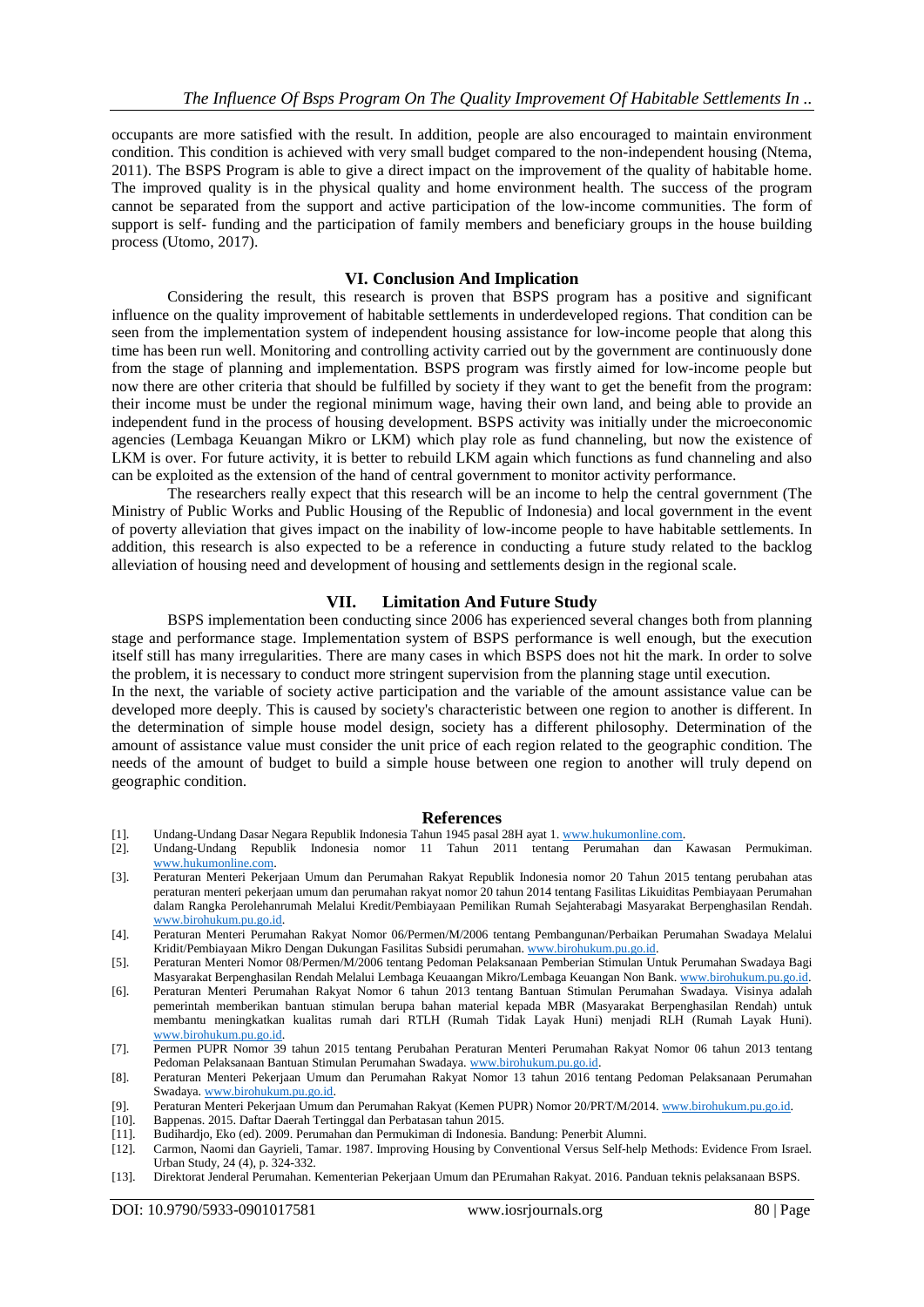occupants are more satisfied with the result. In addition, people are also encouraged to maintain environment condition. This condition is achieved with very small budget compared to the non-independent housing (Ntema, 2011). The BSPS Program is able to give a direct impact on the improvement of the quality of habitable home. The improved quality is in the physical quality and home environment health. The success of the program cannot be separated from the support and active participation of the low-income communities. The form of support is self- funding and the participation of family members and beneficiary groups in the house building process (Utomo, 2017).

## VI. Conclusion And Implication

Considering the result, this research is proven that BSPS program has a positive and significant influence on the quality improvement of habitable settlements in underdeveloped regions. That condition can be seen from the implementation system of independent housing assistance for low-income people that along this time has been run well. Monitoring and controlling activity carried out by the government are continuously done from the stage of planning and implementation. BSPS program was firstly aimed for low-income people but now there are other criteria that should be fulfilled by society if they want to get the benefit from the program: their income must be under the regional minimum wage, having their own land, and being able to provide an independent fund in the process of housing development. BSPS activity was initially under the microeconomic agencies (Lembaga Keuangan Mikro or LKM) which play role as fund channeling, but now the existence of LKM is over. For future activity, it is better to rebuild LKM again which functions as fund channeling and also can be exploited as the extension of the hand of central government to monitor activity performance.

The researchers really expect that this research will be an income to help the central government (The Ministry of Public Works and Public Housing of the Republic of Indonesia) and local government in the event of poverty alleviation that gives impact on the inability of low-income people to have habitable settlements. In addition, this research is also expected to be a reference in conducting a future study related to the backlog alleviation of housing need and development of housing and settlements design in the regional scale.

## VII. Limitation And Future Study

BSPS implementation been conducting since 2006 has experienced several changes both from planning stage and performance stage. Implementation system of BSPS performance is well enough, but the execution itself still has many irregularities. There are many cases in which BSPS does not hit the mark. In order to solve the problem, it is necessary to conduct more stringent supervision from the planning stage until execution.

In the next, the variable of society active participation and the variable of the amount assistance value can be developed more deeply. This is caused by society's characteristic between one region to another is different. In the determination of simple house model design, society has a different philosophy. Determination of the amount of assistance value must consider the unit price of each region related to the geographic condition. The needs of the amount of budget to build a simple house between one region to another will truly depend on geographic condition.

## References

[1]. Undang-Undang Dasar Negara Republik Indonesia Tahun 1945 pasal 28H ayat 1. www.hukumonline.com.

[2]. Undang-Undang Republik Indonesia nomor 11 Tahun 2011 tentang Perumahan dan Kawasan Permukiman. www.hukumonline.com.

[3]. Peraturan Menteri Pekerjaan Umum dan Perumahan Rakyat Republik Indonesia nomor 20 Tahun 2015 tentang perubahan atas peraturan menteri pekerjaan umum dan perumahan rakyat nomor 20 tahun 2014 tentang Fasilitas Likuiditas Pembiayaan Perumahan dalam Rangka Perolehanrumah Melalui Kredit/Pembiayaan Pemilikan Rumah Sejahterabagi Masyarakat Berpenghasilan Rendah. www.birohukum.pu.go.id.

[4]. Peraturan Menteri Perumahan Rakyat Nomor 06/Permen/M/2006 tentang Pembangunan/Perbaikan Perumahan Swadaya Melalui Kridit/Pembiayaan Mikro Dengan Dukungan Fasilitas Subsidi perumahan. www.birohukum.pu.go.id.

[5]. Peraturan Menteri Nomor 08/Permen/M/2006 tentang Pedoman Pelaksanaan Pemberian Stimulan Untuk Perumahan Swadaya Bagi Masyarakat Berpenghasilan Rendah Melalui Lembaga Keuangan Mikro/Lembaga Keuangan Non Bank. www.birohukum.pu.go.id.

[6]. Peraturan Menteri Perumahan Rakyat Nomor 6 tahun 2013 tentang Bantuan Stimulan Perumahan Swadaya. Visinya adalah pemerintah memberikan bantuan stimulan berupa bahan material kepada MBR (Masyarakat Berpenghasilan Rendah) untuk membantu meningkatkan kualitas rumah dari RTLH (Rumah Tidak Layak Huni) menjadi RLH (Rumah Layak Huni). www.birohukum.pu.go.id.

[7]. Permen PUPR Nomor 39 tahun 2015 tentang Perubahan Peraturan Menteri Perumahan Rakyat Nomor 06 tahun 2013 tentang Pedoman Pelaksanaan Bantuan Stimulan Perumahan Swadaya. www.birohukum.pu.go.id.

[8]. Peraturan Menteri Pekerjaan Umum dan Perumahan Rakyat Nomor 13 tahun 2016 tentang Pedoman Pelaksanaan Perumahan Swadaya. www.birohukum.pu.go.id.

[9]. Peraturan Menteri Pekerjaan Umum dan Perumahan Rakyat (Kemen PUPR) Nomor 20/PRT/M/2014. www.birohukum.pu.go.id.

[10]. Bappenas. 2015. Daftar Daerah Tertinggal dan Perbatasan tahun 2015.

[11]. Budihardjo, Eko (ed). 2009. Perumahan dan Permukiman di Indonesia. Bandung: Penerbit Alumni.

[12]. Carmon, Naomi dan Gayrieli, Tamar. 1987. Improving Housing by Conventional Versus Self-help Methods: Evidence From Israel. Urban Study, 24 (4), p. 324-332.

[13]. Direktorat Jenderal Perumahan. Kementerian Pekerjaan Umum dan PErumahan Rakyat. 2016. Panduan teknis pelaksanaan BSPS.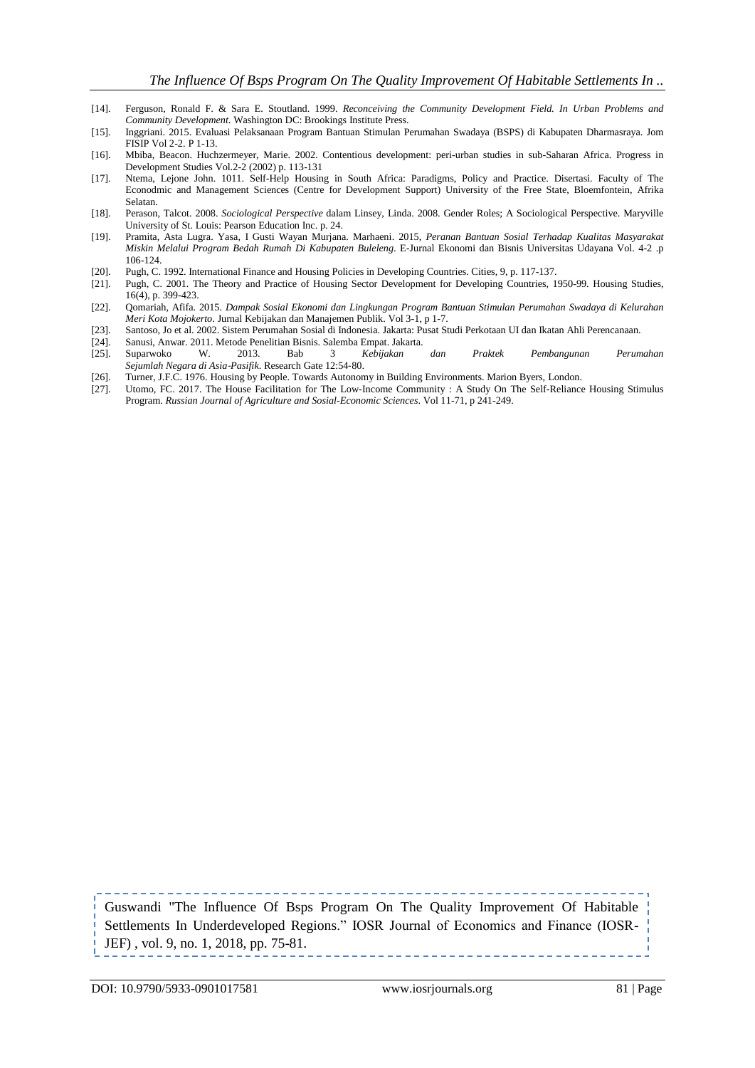[14]. Ferguson, Ronald F. & Sara E. Stoutland. 1999. *Reconceiving the Community Development Field. In Urban Problems and Community Development*. Washington DC: Brookings Institute Press.

[15]. Inggriani. 2015. Evaluasi Pelaksanaan Program Bantuan Stimulan Perumahan Swadaya (BSPS) di Kabupaten Dharmasraya. Jom FISIP Vol 2-2. P 1-13.

[16]. Mbiba, Beacon. Huchzermeyer, Marie. 2002. Contentious development: peri-urban studies in sub-Saharan Africa. Progress in Development Studies Vol.2-2 (2002) p. 113-131

[17]. Ntema, Lejone John. 1011. Self-Help Housing in South Africa: Paradigms, Policy and Practice. Disertasi. Faculty of The Econodmic and Management Sciences (Centre for Development Support) University of the Free State, Bloemfontein, Afrika Selatan.

[18]. Perason, Talcot. 2008. *Sociological Perspective* dalam Linsey, Linda. 2008. Gender Roles; A Sociological Perspective. Maryville University of St. Louis: Pearson Education Inc. p. 24.

[19]. Pramita, Asta Lugra. Yasa, I Gusti Wayan Murjana. Marhaeni. 2015, *Peranan Bantuan Sosial Terhadap Kualitas Masyarakat Miskin Melalui Program Bedah Rumah Di Kabupaten Buleleng*. E-Jurnal Ekonomi dan Bisnis Universitas Udayana Vol. 4-2 .p 106-124.

[20]. Pugh, C. 1992. International Finance and Housing Policies in Developing Countries. Cities, 9, p. 117-137.

[21]. Pugh, C. 2001. The Theory and Practice of Housing Sector Development for Developing Countries, 1950-99. Housing Studies, 16(4), p. 399-423.

[22]. Qomariah, Afifa. 2015. *Dampak Sosial Ekonomi dan Lingkungan Program Bantuan Stimulan Perumahan Swadaya di Kelurahan Meri Kota Mojokerto*. Jurnal Kebijakan dan Manajemen Publik. Vol 3-1, p 1-7.

[23]. Santoso, Jo et al. 2002. Sistem Perumahan Sosial di Indonesia. Jakarta: Pusat Studi Perkotaan UI dan Ikatan Ahli Perencanaan.

[24]. Sanusi, Anwar. 2011. Metode Penelitian Bisnis. Salemba Empat. Jakarta.

[25]. Suparwoko W. 2013. Bab 3 *Kebijakan dan Praktek Pembangunan Perumahan Sejumlah Negara di Asia-Pasifik*. Research Gate 12:54-80.

[26]. Turner, J.F.C. 1976. Housing by People. Towards Autonomy in Building Environments. Marion Byers, London.

[27]. Utomo, FC. 2017. The House Facilitation for The Low-Income Community : A Study On The Self-Reliance Housing Stimulus Program. *Russian Journal of Agriculture and Sosial-Economic Sciences*. Vol 11-71, p 241-249.

Guswandi "The Influence Of Bsps Program On The Quality Improvement Of Habitable Settlements In Underdeveloped Regions." IOSR Journal of Economics and Finance (IOSR-JEF) , vol. 9, no. 1, 2018, pp. 75-81.